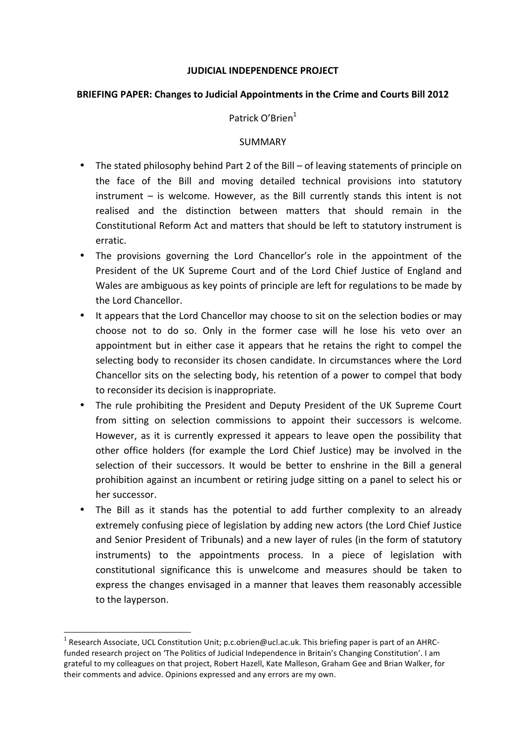# JUDICIAL INDEPENDENCE PROJECT

## BRIEFING PAPER: Changes to Judicial Appointments in the Crime and Courts Bill 2012

Patrick O'Brien[1]

### SUMMARY

- The stated philosophy behind Part 2 of the Bill – of leaving statements of principle on the face of the Bill and moving detailed technical provisions into statutory instrument – is welcome. However, as the Bill currently stands this intent is not realised and the distinction between matters that should remain in the Constitutional Reform Act and matters that should be left to statutory instrument is erratic.
- The provisions governing the Lord Chancellor's role in the appointment of the President of the UK Supreme Court and of the Lord Chief Justice of England and Wales are ambiguous as key points of principle are left for regulations to be made by the Lord Chancellor.
- It appears that the Lord Chancellor may choose to sit on the selection bodies or may choose not to do so. Only in the former case will he lose his veto over an appointment but in either case it appears that he retains the right to compel the selecting body to reconsider its chosen candidate. In circumstances where the Lord Chancellor sits on the selecting body, his retention of a power to compel that body to reconsider its decision is inappropriate.
- The rule prohibiting the President and Deputy President of the UK Supreme Court from sitting on selection commissions to appoint their successors is welcome. However, as it is currently expressed it appears to leave open the possibility that other office holders (for example the Lord Chief Justice) may be involved in the selection of their successors. It would be better to enshrine in the Bill a general prohibition against an incumbent or retiring judge sitting on a panel to select his or her successor.
- The Bill as it stands has the potential to add further complexity to an already extremely confusing piece of legislation by adding new actors (the Lord Chief Justice and Senior President of Tribunals) and a new layer of rules (in the form of statutory instruments) to the appointments process. In a piece of legislation with constitutional significance this is unwelcome and measures should be taken to express the changes envisaged in a manner that leaves them reasonably accessible to the layperson.

---

[1] Research Associate, UCL Constitution Unit; p.c.obrien@ucl.ac.uk. This briefing paper is part of an AHRC-funded research project on 'The Politics of Judicial Independence in Britain's Changing Constitution'. I am grateful to my colleagues on that project, Robert Hazell, Kate Malleson, Graham Gee and Brian Walker, for their comments and advice. Opinions expressed and any errors are my own.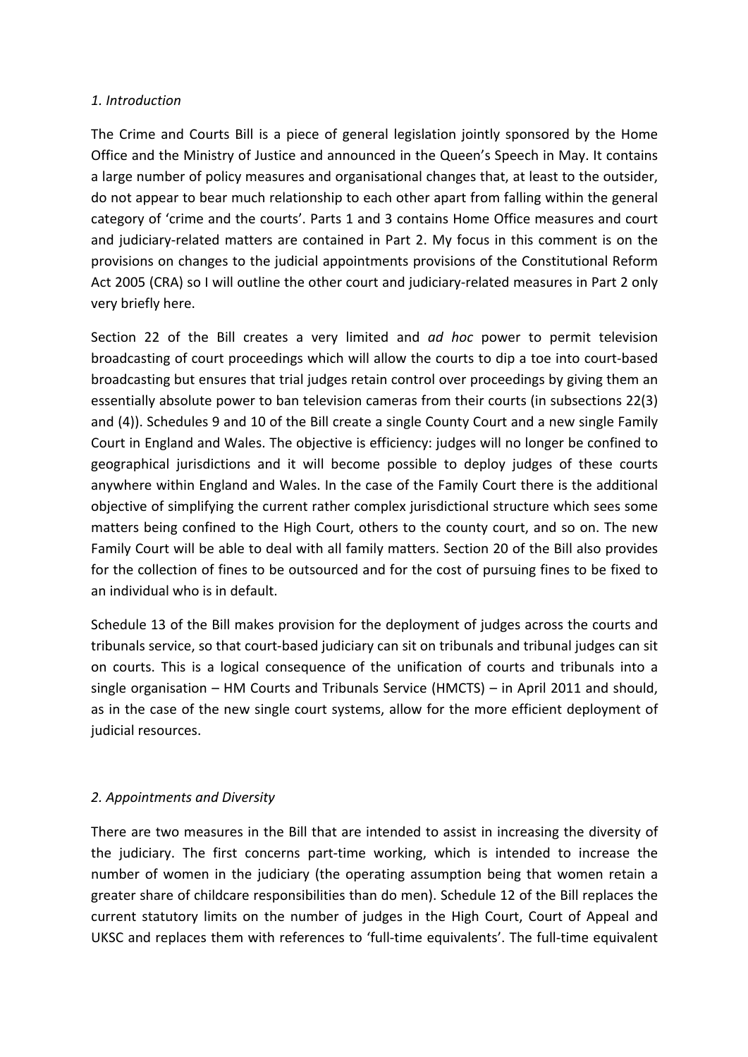*1. Introduction*

The Crime and Courts Bill is a piece of general legislation jointly sponsored by the Home Office and the Ministry of Justice and announced in the Queen's Speech in May. It contains a large number of policy measures and organisational changes that, at least to the outsider, do not appear to bear much relationship to each other apart from falling within the general category of 'crime and the courts'. Parts 1 and 3 contains Home Office measures and court and judiciary-related matters are contained in Part 2. My focus in this comment is on the provisions on changes to the judicial appointments provisions of the Constitutional Reform Act 2005 (CRA) so I will outline the other court and judiciary-related measures in Part 2 only very briefly here.

Section 22 of the Bill creates a very limited and *ad hoc* power to permit television broadcasting of court proceedings which will allow the courts to dip a toe into court-based broadcasting but ensures that trial judges retain control over proceedings by giving them an essentially absolute power to ban television cameras from their courts (in subsections 22(3) and (4)). Schedules 9 and 10 of the Bill create a single County Court and a new single Family Court in England and Wales. The objective is efficiency: judges will no longer be confined to geographical jurisdictions and it will become possible to deploy judges of these courts anywhere within England and Wales. In the case of the Family Court there is the additional objective of simplifying the current rather complex jurisdictional structure which sees some matters being confined to the High Court, others to the county court, and so on. The new Family Court will be able to deal with all family matters. Section 20 of the Bill also provides for the collection of fines to be outsourced and for the cost of pursuing fines to be fixed to an individual who is in default.

Schedule 13 of the Bill makes provision for the deployment of judges across the courts and tribunals service, so that court-based judiciary can sit on tribunals and tribunal judges can sit on courts. This is a logical consequence of the unification of courts and tribunals into a single organisation – HM Courts and Tribunals Service (HMCTS) – in April 2011 and should, as in the case of the new single court systems, allow for the more efficient deployment of judicial resources.

*2. Appointments and Diversity*

There are two measures in the Bill that are intended to assist in increasing the diversity of the judiciary. The first concerns part-time working, which is intended to increase the number of women in the judiciary (the operating assumption being that women retain a greater share of childcare responsibilities than do men). Schedule 12 of the Bill replaces the current statutory limits on the number of judges in the High Court, Court of Appeal and UKSC and replaces them with references to 'full-time equivalents'. The full-time equivalent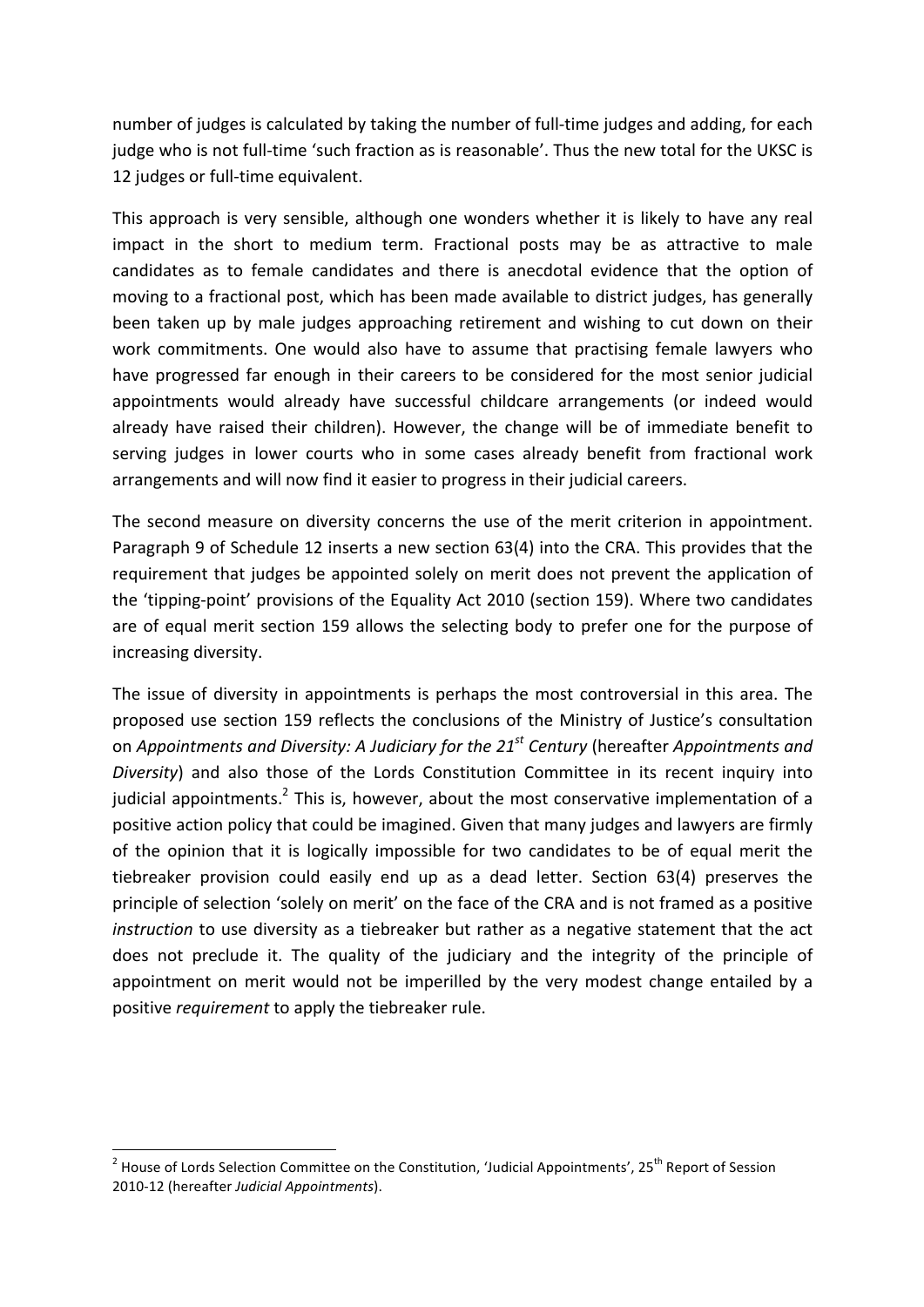number of judges is calculated by taking the number of full-time judges and adding, for each judge who is not full-time 'such fraction as is reasonable'. Thus the new total for the UKSC is 12 judges or full-time equivalent.

This approach is very sensible, although one wonders whether it is likely to have any real impact in the short to medium term. Fractional posts may be as attractive to male candidates as to female candidates and there is anecdotal evidence that the option of moving to a fractional post, which has been made available to district judges, has generally been taken up by male judges approaching retirement and wishing to cut down on their work commitments. One would also have to assume that practising female lawyers who have progressed far enough in their careers to be considered for the most senior judicial appointments would already have successful childcare arrangements (or indeed would already have raised their children). However, the change will be of immediate benefit to serving judges in lower courts who in some cases already benefit from fractional work arrangements and will now find it easier to progress in their judicial careers.

The second measure on diversity concerns the use of the merit criterion in appointment. Paragraph 9 of Schedule 12 inserts a new section 63(4) into the CRA. This provides that the requirement that judges be appointed solely on merit does not prevent the application of the 'tipping-point' provisions of the Equality Act 2010 (section 159). Where two candidates are of equal merit section 159 allows the selecting body to prefer one for the purpose of increasing diversity.

The issue of diversity in appointments is perhaps the most controversial in this area. The proposed use section 159 reflects the conclusions of the Ministry of Justice's consultation on *Appointments and Diversity: A Judiciary for the 21st Century* (hereafter *Appointments and Diversity*) and also those of the Lords Constitution Committee in its recent inquiry into judicial appointments.[2] This is, however, about the most conservative implementation of a positive action policy that could be imagined. Given that many judges and lawyers are firmly of the opinion that it is logically impossible for two candidates to be of equal merit the tiebreaker provision could easily end up as a dead letter. Section 63(4) preserves the principle of selection 'solely on merit' on the face of the CRA and is not framed as a positive *instruction* to use diversity as a tiebreaker but rather as a negative statement that the act does not preclude it. The quality of the judiciary and the integrity of the principle of appointment on merit would not be imperilled by the very modest change entailed by a positive *requirement* to apply the tiebreaker rule.

---

[2] House of Lords Selection Committee on the Constitution, 'Judicial Appointments', 25th Report of Session 2010-12 (hereafter *Judicial Appointments*).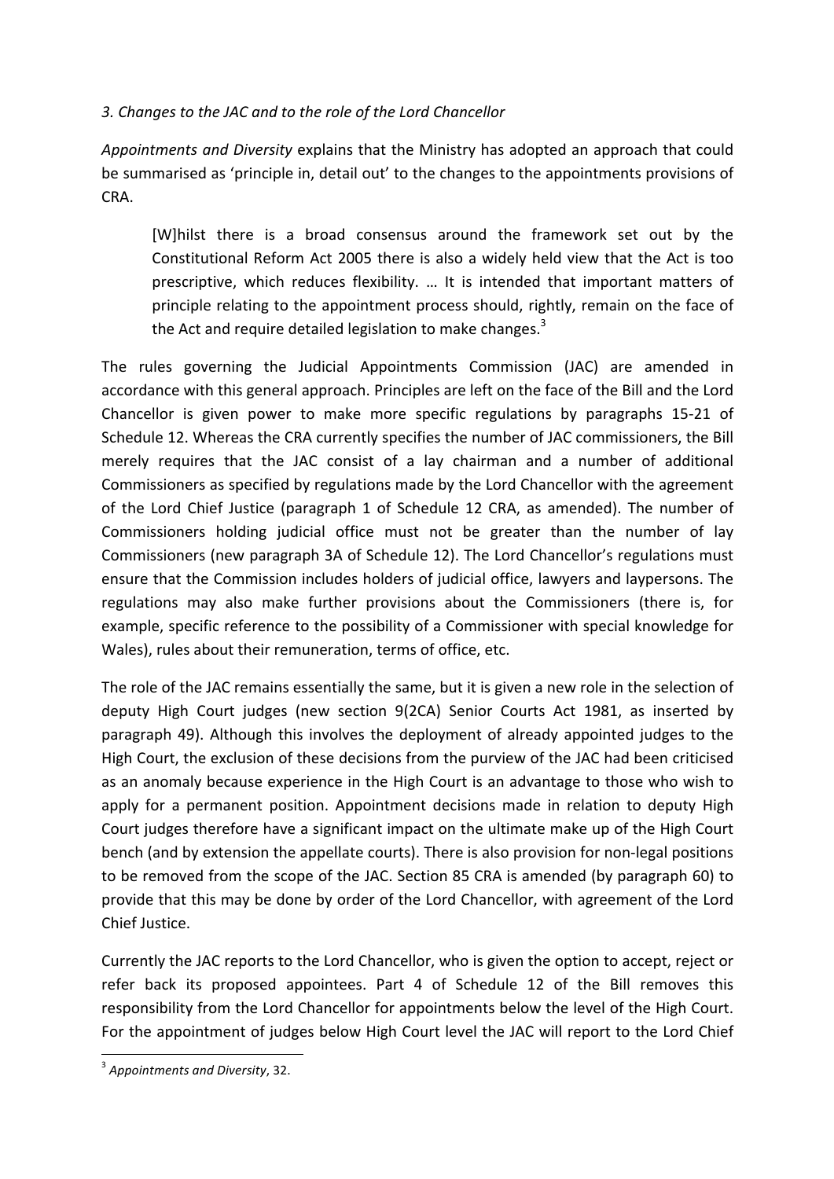*3. Changes to the JAC and to the role of the Lord Chancellor*

*Appointments and Diversity* explains that the Ministry has adopted an approach that could be summarised as 'principle in, detail out' to the changes to the appointments provisions of CRA.

> [W]hilst there is a broad consensus around the framework set out by the Constitutional Reform Act 2005 there is also a widely held view that the Act is too prescriptive, which reduces flexibility. … It is intended that important matters of principle relating to the appointment process should, rightly, remain on the face of the Act and require detailed legislation to make changes.[3]

The rules governing the Judicial Appointments Commission (JAC) are amended in accordance with this general approach. Principles are left on the face of the Bill and the Lord Chancellor is given power to make more specific regulations by paragraphs 15-21 of Schedule 12. Whereas the CRA currently specifies the number of JAC commissioners, the Bill merely requires that the JAC consist of a lay chairman and a number of additional Commissioners as specified by regulations made by the Lord Chancellor with the agreement of the Lord Chief Justice (paragraph 1 of Schedule 12 CRA, as amended). The number of Commissioners holding judicial office must not be greater than the number of lay Commissioners (new paragraph 3A of Schedule 12). The Lord Chancellor's regulations must ensure that the Commission includes holders of judicial office, lawyers and laypersons. The regulations may also make further provisions about the Commissioners (there is, for example, specific reference to the possibility of a Commissioner with special knowledge for Wales), rules about their remuneration, terms of office, etc.

The role of the JAC remains essentially the same, but it is given a new role in the selection of deputy High Court judges (new section 9(2CA) Senior Courts Act 1981, as inserted by paragraph 49). Although this involves the deployment of already appointed judges to the High Court, the exclusion of these decisions from the purview of the JAC had been criticised as an anomaly because experience in the High Court is an advantage to those who wish to apply for a permanent position. Appointment decisions made in relation to deputy High Court judges therefore have a significant impact on the ultimate make up of the High Court bench (and by extension the appellate courts). There is also provision for non-legal positions to be removed from the scope of the JAC. Section 85 CRA is amended (by paragraph 60) to provide that this may be done by order of the Lord Chancellor, with agreement of the Lord Chief Justice.

Currently the JAC reports to the Lord Chancellor, who is given the option to accept, reject or refer back its proposed appointees. Part 4 of Schedule 12 of the Bill removes this responsibility from the Lord Chancellor for appointments below the level of the High Court. For the appointment of judges below High Court level the JAC will report to the Lord Chief

[3] *Appointments and Diversity*, 32.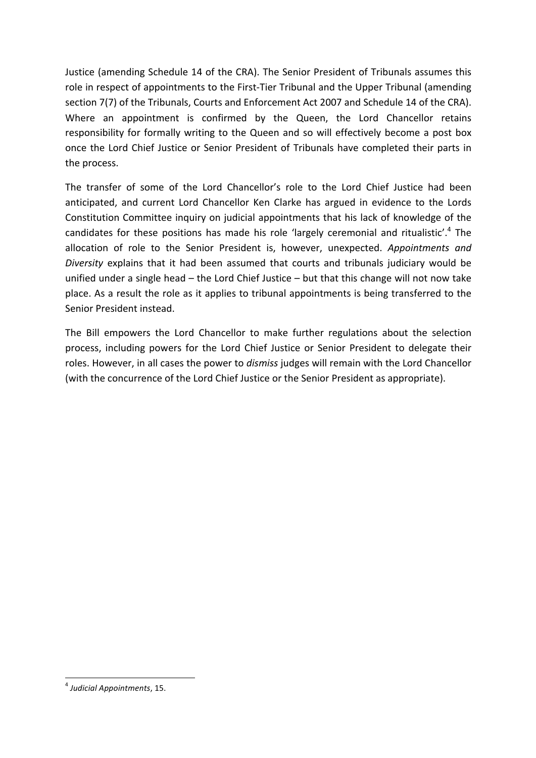Justice (amending Schedule 14 of the CRA). The Senior President of Tribunals assumes this role in respect of appointments to the First-Tier Tribunal and the Upper Tribunal (amending section 7(7) of the Tribunals, Courts and Enforcement Act 2007 and Schedule 14 of the CRA). Where an appointment is confirmed by the Queen, the Lord Chancellor retains responsibility for formally writing to the Queen and so will effectively become a post box once the Lord Chief Justice or Senior President of Tribunals have completed their parts in the process.

The transfer of some of the Lord Chancellor's role to the Lord Chief Justice had been anticipated, and current Lord Chancellor Ken Clarke has argued in evidence to the Lords Constitution Committee inquiry on judicial appointments that his lack of knowledge of the candidates for these positions has made his role 'largely ceremonial and ritualistic'.[4] The allocation of role to the Senior President is, however, unexpected. *Appointments and Diversity* explains that it had been assumed that courts and tribunals judiciary would be unified under a single head – the Lord Chief Justice – but that this change will not now take place. As a result the role as it applies to tribunal appointments is being transferred to the Senior President instead.

The Bill empowers the Lord Chancellor to make further regulations about the selection process, including powers for the Lord Chief Justice or Senior President to delegate their roles. However, in all cases the power to *dismiss* judges will remain with the Lord Chancellor (with the concurrence of the Lord Chief Justice or the Senior President as appropriate).

[4] *Judicial Appointments*, 15.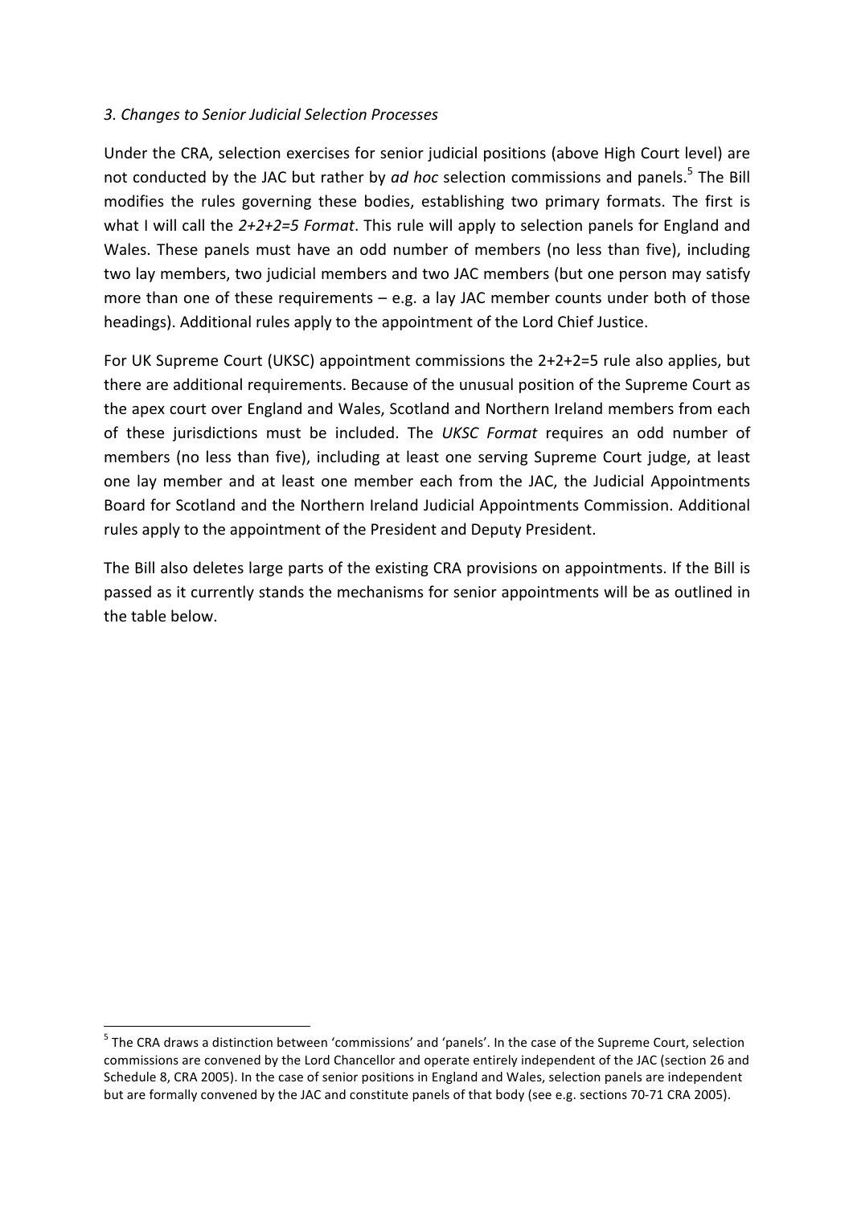### *3. Changes to Senior Judicial Selection Processes*

Under the CRA, selection exercises for senior judicial positions (above High Court level) are not conducted by the JAC but rather by *ad hoc* selection commissions and panels.[5] The Bill modifies the rules governing these bodies, establishing two primary formats. The first is what I will call the *2+2+2=5 Format*. This rule will apply to selection panels for England and Wales. These panels must have an odd number of members (no less than five), including two lay members, two judicial members and two JAC members (but one person may satisfy more than one of these requirements – e.g. a lay JAC member counts under both of those headings). Additional rules apply to the appointment of the Lord Chief Justice.

For UK Supreme Court (UKSC) appointment commissions the 2+2+2=5 rule also applies, but there are additional requirements. Because of the unusual position of the Supreme Court as the apex court over England and Wales, Scotland and Northern Ireland members from each of these jurisdictions must be included. The *UKSC Format* requires an odd number of members (no less than five), including at least one serving Supreme Court judge, at least one lay member and at least one member each from the JAC, the Judicial Appointments Board for Scotland and the Northern Ireland Judicial Appointments Commission. Additional rules apply to the appointment of the President and Deputy President.

The Bill also deletes large parts of the existing CRA provisions on appointments. If the Bill is passed as it currently stands the mechanisms for senior appointments will be as outlined in the table below.

---

[5] The CRA draws a distinction between 'commissions' and 'panels'. In the case of the Supreme Court, selection commissions are convened by the Lord Chancellor and operate entirely independent of the JAC (section 26 and Schedule 8, CRA 2005). In the case of senior positions in England and Wales, selection panels are independent but are formally convened by the JAC and constitute panels of that body (see e.g. sections 70-71 CRA 2005).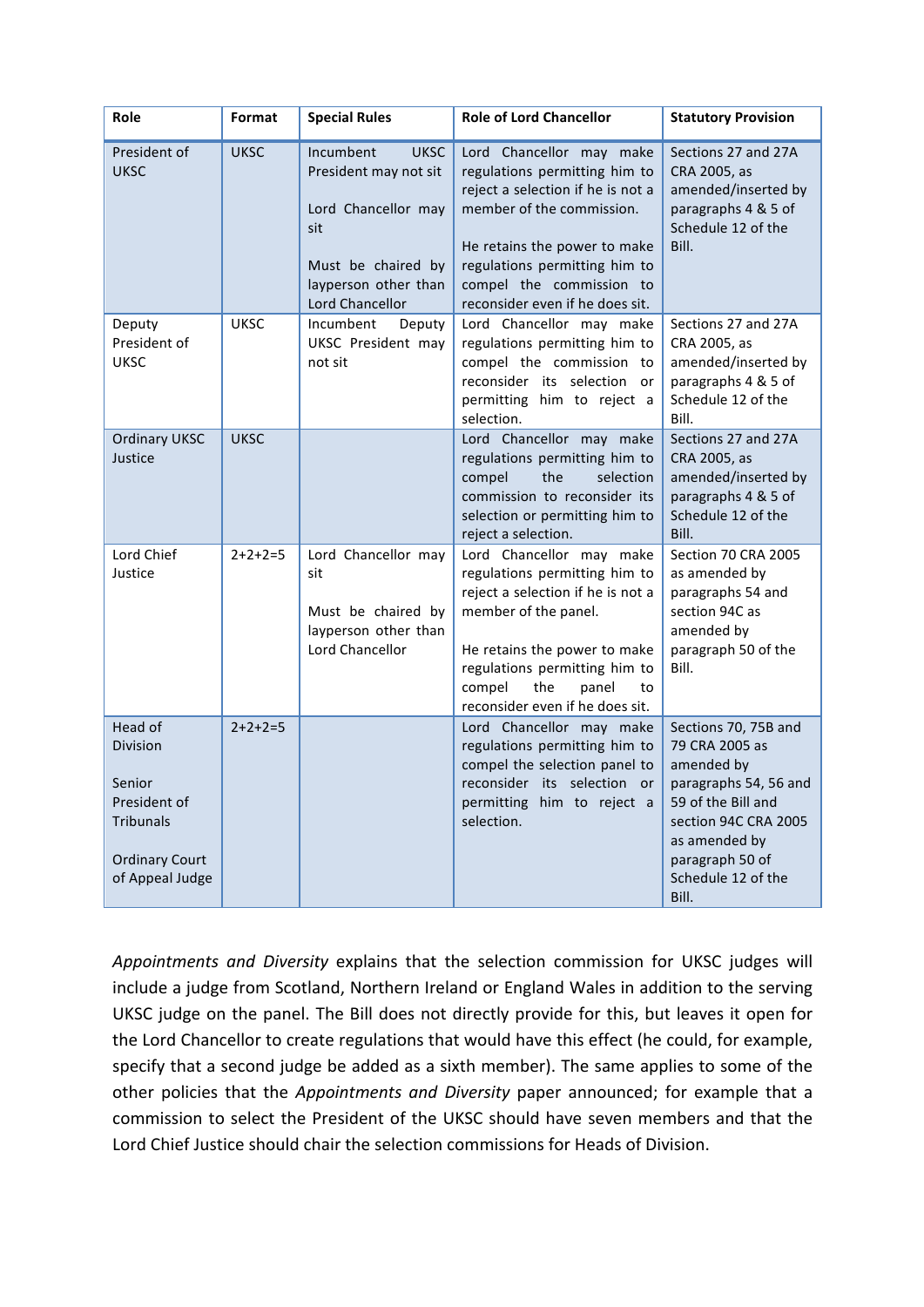| Role | Format | Special Rules | Role of Lord Chancellor | Statutory Provision |
|---|---|---|---|---|
| President of UKSC | UKSC | Incumbent UKSC President may not sit<br><br>Lord Chancellor may sit<br><br>Must be chaired by layperson other than Lord Chancellor | Lord Chancellor may make regulations permitting him to reject a selection if he is not a member of the commission.<br><br>He retains the power to make regulations permitting him to compel the commission to reconsider even if he does sit. | Sections 27 and 27A CRA 2005, as amended/inserted by paragraphs 4 & 5 of Schedule 12 of the Bill. |
| Deputy President of UKSC | UKSC | Incumbent Deputy UKSC President may not sit | Lord Chancellor may make regulations permitting him to compel the commission to reconsider its selection or permitting him to reject a selection. | Sections 27 and 27A CRA 2005, as amended/inserted by paragraphs 4 & 5 of Schedule 12 of the Bill. |
| Ordinary UKSC Justice | UKSC | | Lord Chancellor may make regulations permitting him to compel the selection commission to reconsider its selection or permitting him to reject a selection. | Sections 27 and 27A CRA 2005, as amended/inserted by paragraphs 4 & 5 of Schedule 12 of the Bill. |
| Lord Chief Justice | 2+2+2=5 | Lord Chancellor may sit<br><br>Must be chaired by layperson other than Lord Chancellor | Lord Chancellor may make regulations permitting him to reject a selection if he is not a member of the panel.<br><br>He retains the power to make regulations permitting him to compel the panel to reconsider even if he does sit. | Section 70 CRA 2005 as amended by paragraphs 54 and section 94C as amended by paragraph 50 of the Bill. |
| Head of Division<br><br>Senior President of Tribunals<br><br>Ordinary Court of Appeal Judge | 2+2+2=5 | | Lord Chancellor may make regulations permitting him to compel the selection panel to reconsider its selection or permitting him to reject a selection. | Sections 70, 75B and 79 CRA 2005 as amended by paragraphs 54, 56 and 59 of the Bill and section 94C CRA 2005 as amended by paragraph 50 of Schedule 12 of the Bill. |

*Appointments and Diversity* explains that the selection commission for UKSC judges will include a judge from Scotland, Northern Ireland or England Wales in addition to the serving UKSC judge on the panel. The Bill does not directly provide for this, but leaves it open for the Lord Chancellor to create regulations that would have this effect (he could, for example, specify that a second judge be added as a sixth member). The same applies to some of the other policies that the *Appointments and Diversity* paper announced; for example that a commission to select the President of the UKSC should have seven members and that the Lord Chief Justice should chair the selection commissions for Heads of Division.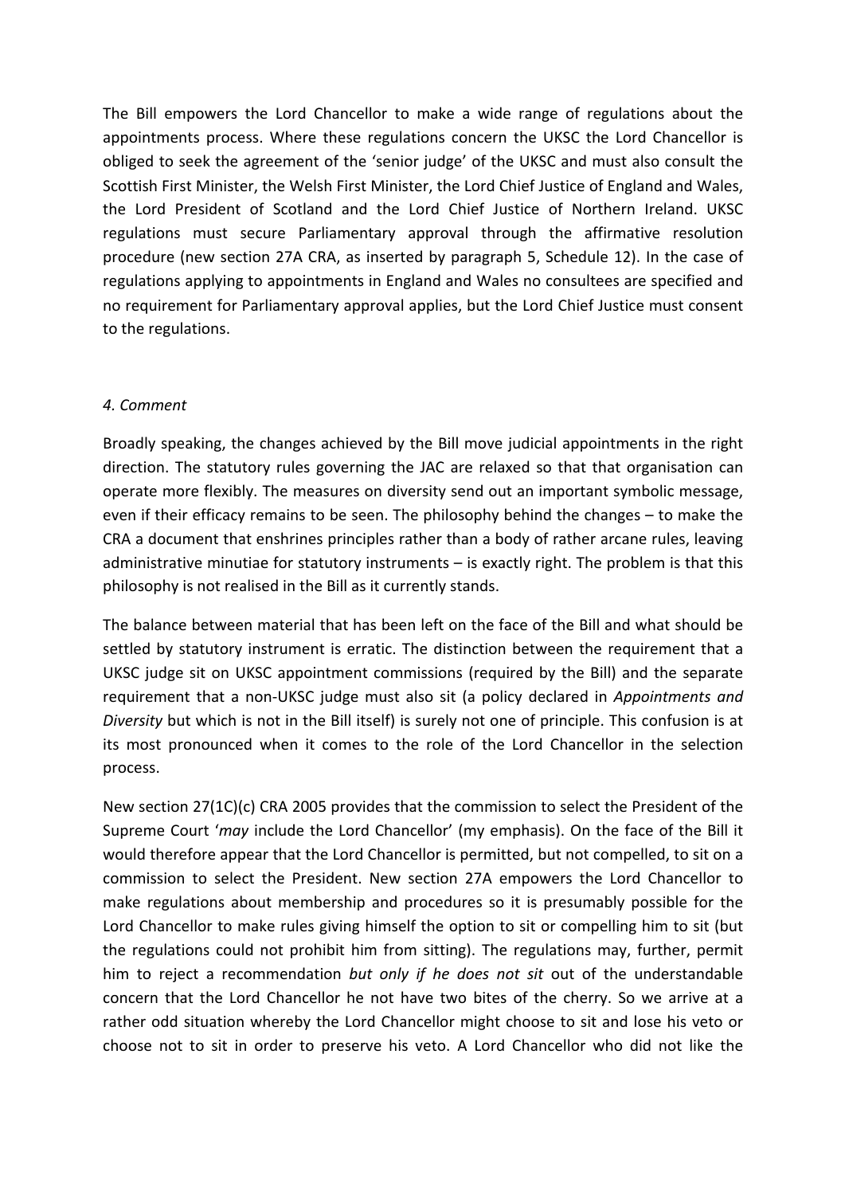The Bill empowers the Lord Chancellor to make a wide range of regulations about the appointments process. Where these regulations concern the UKSC the Lord Chancellor is obliged to seek the agreement of the 'senior judge' of the UKSC and must also consult the Scottish First Minister, the Welsh First Minister, the Lord Chief Justice of England and Wales, the Lord President of Scotland and the Lord Chief Justice of Northern Ireland. UKSC regulations must secure Parliamentary approval through the affirmative resolution procedure (new section 27A CRA, as inserted by paragraph 5, Schedule 12). In the case of regulations applying to appointments in England and Wales no consultees are specified and no requirement for Parliamentary approval applies, but the Lord Chief Justice must consent to the regulations.

### *4. Comment*

Broadly speaking, the changes achieved by the Bill move judicial appointments in the right direction. The statutory rules governing the JAC are relaxed so that that organisation can operate more flexibly. The measures on diversity send out an important symbolic message, even if their efficacy remains to be seen. The philosophy behind the changes – to make the CRA a document that enshrines principles rather than a body of rather arcane rules, leaving administrative minutiae for statutory instruments – is exactly right. The problem is that this philosophy is not realised in the Bill as it currently stands.

The balance between material that has been left on the face of the Bill and what should be settled by statutory instrument is erratic. The distinction between the requirement that a UKSC judge sit on UKSC appointment commissions (required by the Bill) and the separate requirement that a non-UKSC judge must also sit (a policy declared in *Appointments and Diversity* but which is not in the Bill itself) is surely not one of principle. This confusion is at its most pronounced when it comes to the role of the Lord Chancellor in the selection process.

New section 27(1C)(c) CRA 2005 provides that the commission to select the President of the Supreme Court '*may* include the Lord Chancellor' (my emphasis). On the face of the Bill it would therefore appear that the Lord Chancellor is permitted, but not compelled, to sit on a commission to select the President. New section 27A empowers the Lord Chancellor to make regulations about membership and procedures so it is presumably possible for the Lord Chancellor to make rules giving himself the option to sit or compelling him to sit (but the regulations could not prohibit him from sitting). The regulations may, further, permit him to reject a recommendation *but only if he does not sit* out of the understandable concern that the Lord Chancellor he not have two bites of the cherry. So we arrive at a rather odd situation whereby the Lord Chancellor might choose to sit and lose his veto or choose not to sit in order to preserve his veto. A Lord Chancellor who did not like the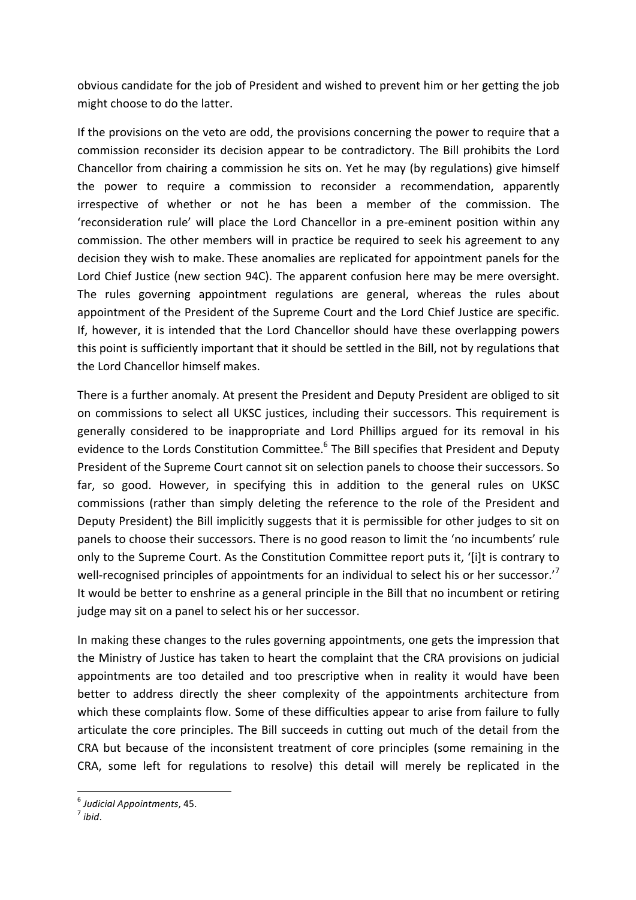obvious candidate for the job of President and wished to prevent him or her getting the job might choose to do the latter.

If the provisions on the veto are odd, the provisions concerning the power to require that a commission reconsider its decision appear to be contradictory. The Bill prohibits the Lord Chancellor from chairing a commission he sits on. Yet he may (by regulations) give himself the power to require a commission to reconsider a recommendation, apparently irrespective of whether or not he has been a member of the commission. The 'reconsideration rule' will place the Lord Chancellor in a pre-eminent position within any commission. The other members will in practice be required to seek his agreement to any decision they wish to make. These anomalies are replicated for appointment panels for the Lord Chief Justice (new section 94C). The apparent confusion here may be mere oversight. The rules governing appointment regulations are general, whereas the rules about appointment of the President of the Supreme Court and the Lord Chief Justice are specific. If, however, it is intended that the Lord Chancellor should have these overlapping powers this point is sufficiently important that it should be settled in the Bill, not by regulations that the Lord Chancellor himself makes.

There is a further anomaly. At present the President and Deputy President are obliged to sit on commissions to select all UKSC justices, including their successors. This requirement is generally considered to be inappropriate and Lord Phillips argued for its removal in his evidence to the Lords Constitution Committee.[6] The Bill specifies that President and Deputy President of the Supreme Court cannot sit on selection panels to choose their successors. So far, so good. However, in specifying this in addition to the general rules on UKSC commissions (rather than simply deleting the reference to the role of the President and Deputy President) the Bill implicitly suggests that it is permissible for other judges to sit on panels to choose their successors. There is no good reason to limit the 'no incumbents' rule only to the Supreme Court. As the Constitution Committee report puts it, '[i]t is contrary to well-recognised principles of appointments for an individual to select his or her successor.'[7] It would be better to enshrine as a general principle in the Bill that no incumbent or retiring judge may sit on a panel to select his or her successor.

In making these changes to the rules governing appointments, one gets the impression that the Ministry of Justice has taken to heart the complaint that the CRA provisions on judicial appointments are too detailed and too prescriptive when in reality it would have been better to address directly the sheer complexity of the appointments architecture from which these complaints flow. Some of these difficulties appear to arise from failure to fully articulate the core principles. The Bill succeeds in cutting out much of the detail from the CRA but because of the inconsistent treatment of core principles (some remaining in the CRA, some left for regulations to resolve) this detail will merely be replicated in the

---

[6] *Judicial Appointments*, 45.

[7] *ibid*.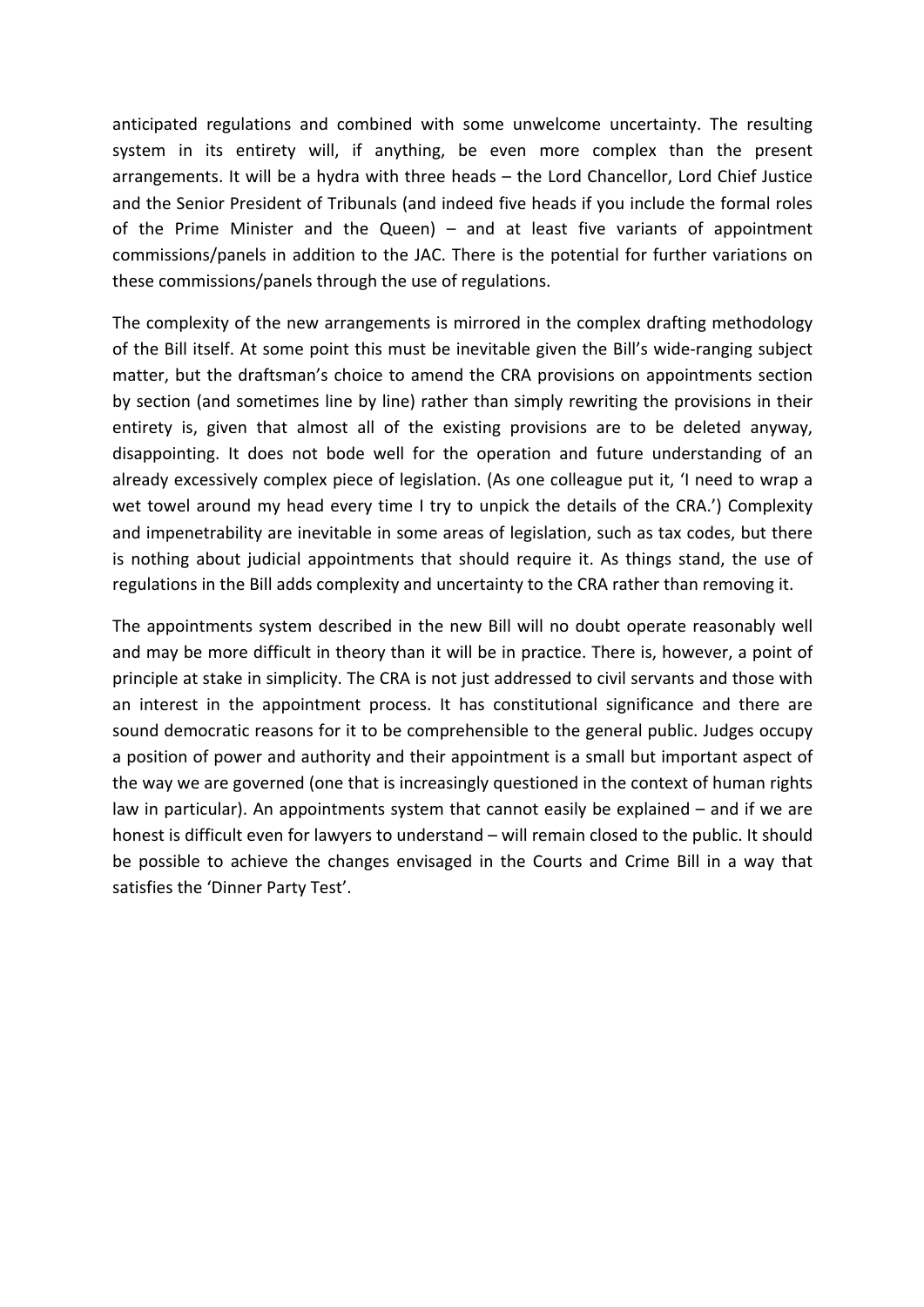anticipated regulations and combined with some unwelcome uncertainty. The resulting system in its entirety will, if anything, be even more complex than the present arrangements. It will be a hydra with three heads – the Lord Chancellor, Lord Chief Justice and the Senior President of Tribunals (and indeed five heads if you include the formal roles of the Prime Minister and the Queen) – and at least five variants of appointment commissions/panels in addition to the JAC. There is the potential for further variations on these commissions/panels through the use of regulations.

The complexity of the new arrangements is mirrored in the complex drafting methodology of the Bill itself. At some point this must be inevitable given the Bill's wide-ranging subject matter, but the draftsman's choice to amend the CRA provisions on appointments section by section (and sometimes line by line) rather than simply rewriting the provisions in their entirety is, given that almost all of the existing provisions are to be deleted anyway, disappointing. It does not bode well for the operation and future understanding of an already excessively complex piece of legislation. (As one colleague put it, 'I need to wrap a wet towel around my head every time I try to unpick the details of the CRA.') Complexity and impenetrability are inevitable in some areas of legislation, such as tax codes, but there is nothing about judicial appointments that should require it. As things stand, the use of regulations in the Bill adds complexity and uncertainty to the CRA rather than removing it.

The appointments system described in the new Bill will no doubt operate reasonably well and may be more difficult in theory than it will be in practice. There is, however, a point of principle at stake in simplicity. The CRA is not just addressed to civil servants and those with an interest in the appointment process. It has constitutional significance and there are sound democratic reasons for it to be comprehensible to the general public. Judges occupy a position of power and authority and their appointment is a small but important aspect of the way we are governed (one that is increasingly questioned in the context of human rights law in particular). An appointments system that cannot easily be explained – and if we are honest is difficult even for lawyers to understand – will remain closed to the public. It should be possible to achieve the changes envisaged in the Courts and Crime Bill in a way that satisfies the 'Dinner Party Test'.